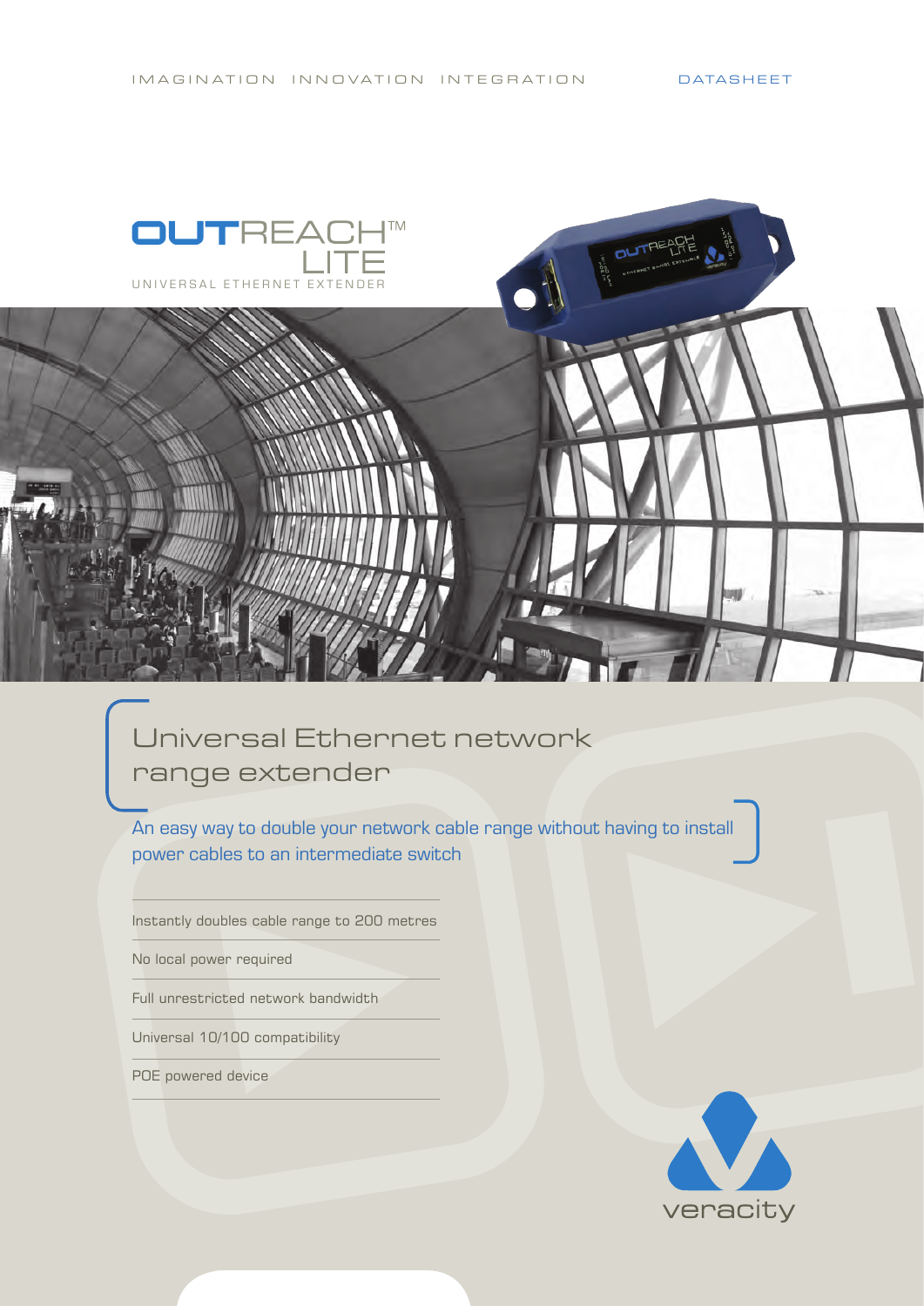IMAGINATION INNOVATION INTEGRATION

DATASHEET

# OUTREACH™ LITE

UNIVERSAL ETHERNET EXTENDER

## Universal Ethernet network range extender

An easy way to double your network cable range without having to install power cables to an intermediate switch

- Instantly doubles cable range to 200 metres
- No local power required
- Full unrestricted network bandwidth
- Universal 10/100 compatibility
- POE powered device

veracity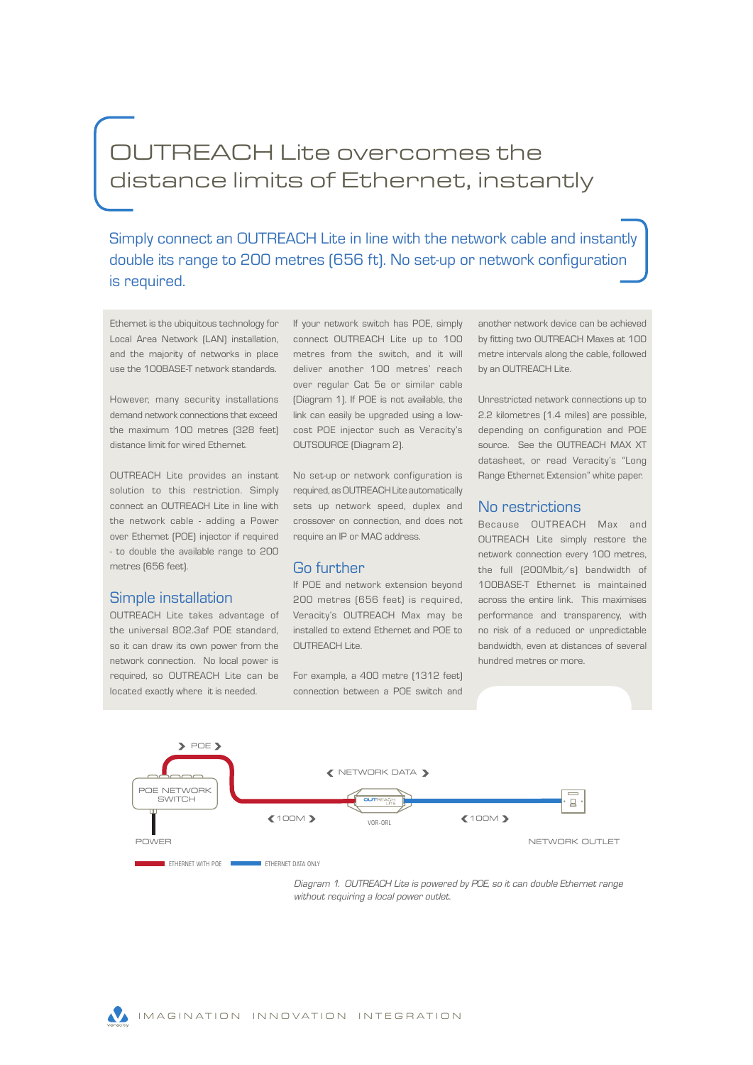# OUTREACH Lite overcomes the distance limits of Ethernet, instantly

Simply connect an OUTREACH Lite in line with the network cable and instantly double its range to 200 metres (656 ft). No set-up or network configuration is required.

Ethernet is the ubiquitous technology for Local Area Network (LAN) installation, and the majority of networks in place use the 100BASE-T network standards.

However, many security installations demand network connections that exceed the maximum 100 metres (328 feet) distance limit for wired Ethernet.

OUTREACH Lite provides an instant solution to this restriction. Simply connect an OUTREACH Lite in line with the network cable - adding a Power over Ethernet (POE) injector if required - to double the available range to 200 metres (656 feet).

## Simple installation

OUTREACH Lite takes advantage of the universal 802.3af POE standard, so it can draw its own power from the network connection. No local power is required, so OUTREACH Lite can be located exactly where it is needed.

If your network switch has POE, simply connect OUTREACH Lite up to 100 metres from the switch, and it will deliver another 100 metres' reach over regular Cat 5e or similar cable (Diagram 1). If POE is not available, the link can easily be upgraded using a low-cost POE injector such as Veracity's OUTSOURCE (Diagram 2).

No set-up or network configuration is required, as OUTREACH Lite automatically sets up network speed, duplex and crossover on connection, and does not require an IP or MAC address.

## Go further

If POE and network extension beyond 200 metres (656 feet) is required, Veracity's OUTREACH Max may be installed to extend Ethernet and POE to OUTREACH Lite.

For example, a 400 metre (1312 feet) connection between a POE switch and another network device can be achieved by fitting two OUTREACH Maxes at 100 metre intervals along the cable, followed by an OUTREACH Lite.

Unrestricted network connections up to 2.2 kilometres (1.4 miles) are possible, depending on configuration and POE source. See the OUTREACH MAX XT datasheet, or read Veracity's "Long Range Ethernet Extension" white paper.

## No restrictions

Because OUTREACH Max and OUTREACH Lite simply restore the network connection every 100 metres, the full (200Mbit/s) bandwidth of 100BASE-T Ethernet is maintained across the entire link. This maximises performance and transparency, with no risk of a reduced or unpredictable bandwidth, even at distances of several hundred metres or more.

POE | NETWORK DATA | POE NETWORK SWITCH | POWER | 100M | VOR-ORL | 100M | NETWORK OUTLET | ETHERNET WITH POE | ETHERNET DATA ONLY

*Diagram 1. OUTREACH Lite is powered by POE, so it can double Ethernet range without requiring a local power outlet.*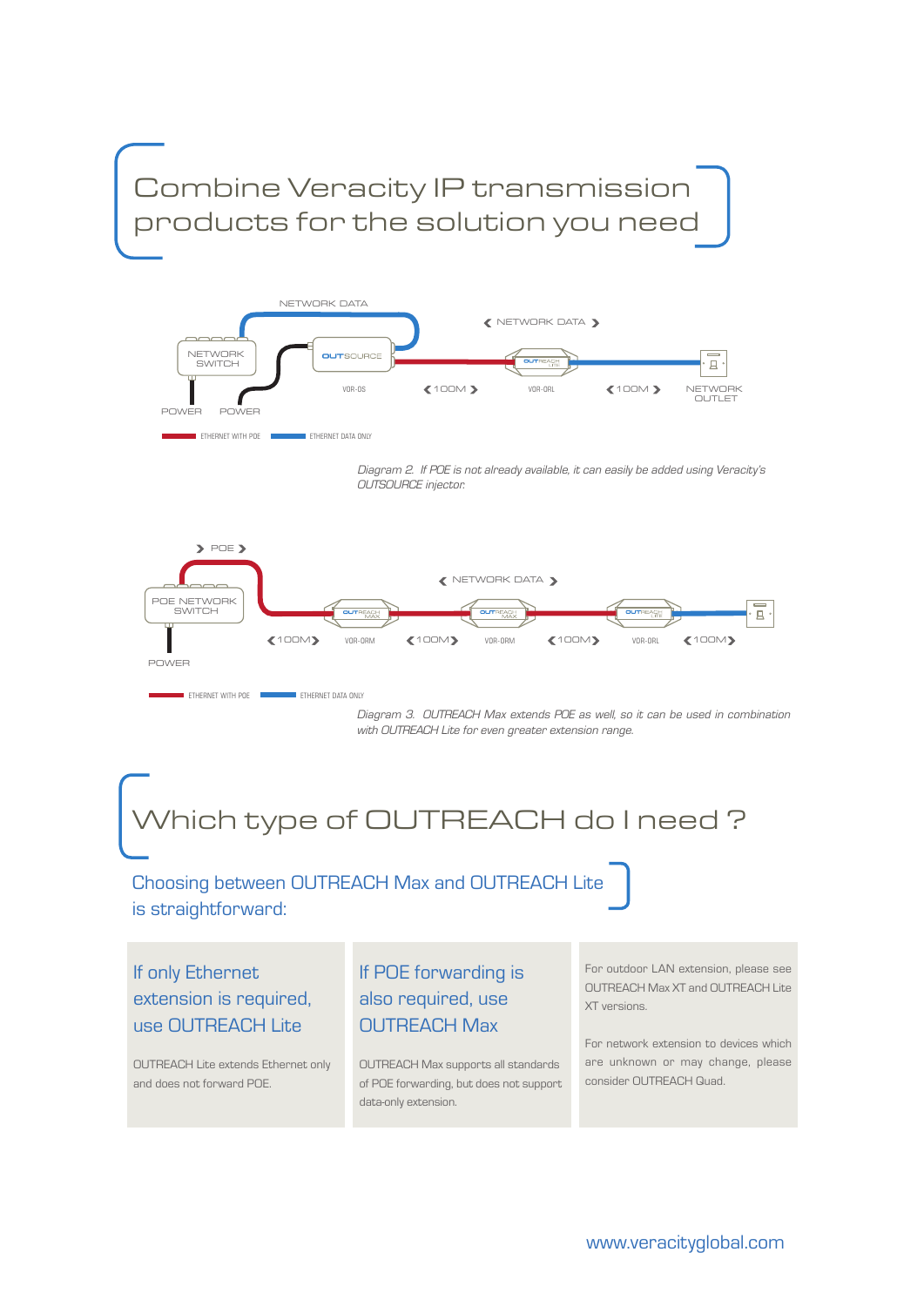# Combine Veracity IP transmission products for the solution you need

NETWORK DATA

NETWORK SWITCH

POWER POWER

OUTSOURCE

VOR-OS

❮ 100M ❯

OUTREACH Lite

VOR-ORL

❮ NETWORK DATA ❯

❮ 100M ❯

NETWORK OUTLET

ETHERNET WITH POE ETHERNET DATA ONLY

*Diagram 2. If POE is not already available, it can easily be added using Veracity's OUTSOURCE injector.*

❯ POE ❯

POE NETWORK SWITCH

POWER

❮ NETWORK DATA ❯

❮ 100M ❯ VOR-ORM ❮ 100M ❯ VOR-ORM ❮ 100M ❯ VOR-ORL ❮ 100M ❯

ETHERNET WITH POE ETHERNET DATA ONLY

*Diagram 3. OUTREACH Max extends POE as well, so it can be used in combination with OUTREACH Lite for even greater extension range.*

# Which type of OUTREACH do I need ?

## Choosing between OUTREACH Max and OUTREACH Lite is straightforward:

### If only Ethernet extension is required, use OUTREACH Lite

OUTREACH Lite extends Ethernet only and does not forward POE.

### If POE forwarding is also required, use OUTREACH Max

OUTREACH Max supports all standards of POE forwarding, but does not support data-only extension.

For outdoor LAN extension, please see OUTREACH Max XT and OUTREACH Lite XT versions.

For network extension to devices which are unknown or may change, please consider OUTREACH Quad.

www.veracityglobal.com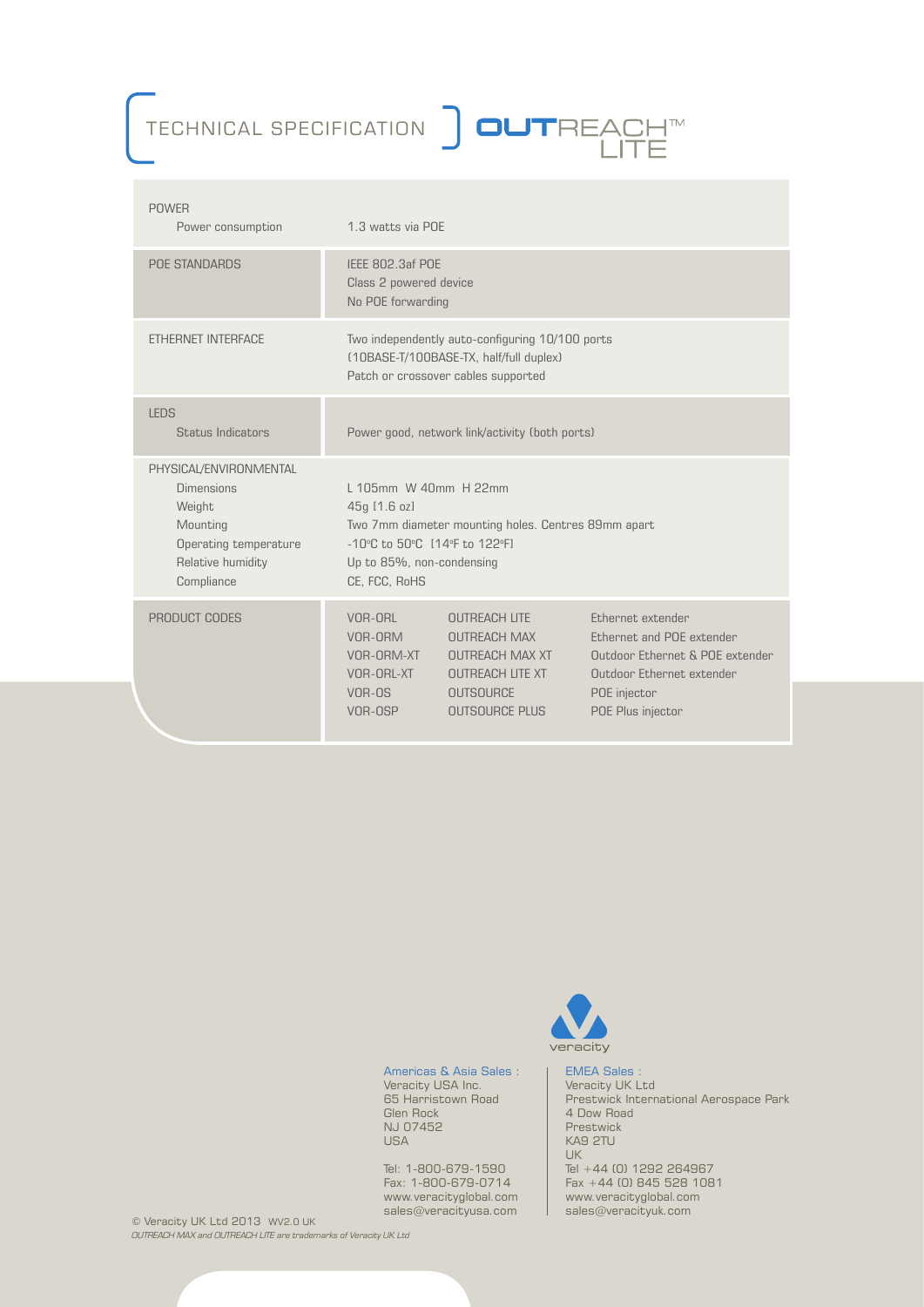# TECHNICAL SPECIFICATION — OUTREACH™ LITE

| | | | |
|---|---|---|---|
| POWER | | | |
| Power consumption | 1.3 watts via POE | | |
| POE STANDARDS | IEEE 802.3af POE<br>Class 2 powered device<br>No POE forwarding | | |
| ETHERNET INTERFACE | Two independently auto-configuring 10/100 ports<br>(10BASE-T/100BASE-TX, half/full duplex)<br>Patch or crossover cables supported | | |
| LEDS | | | |
| Status Indicators | Power good, network link/activity (both ports) | | |
| PHYSICAL/ENVIRONMENTAL | | | |
| Dimensions | L 105mm W 40mm H 22mm | | |
| Weight | 45g [1.6 oz] | | |
| Mounting | Two 7mm diameter mounting holes. Centres 89mm apart | | |
| Operating temperature | -10ºC to 50ºC [14ºF to 122ºF] | | |
| Relative humidity | Up to 85%, non-condensing | | |
| Compliance | CE, FCC, RoHS | | |
| PRODUCT CODES | VOR-ORL | OUTREACH LITE | Ethernet extender |
| | VOR-ORM | OUTREACH MAX | Ethernet and POE extender |
| | VOR-ORM-XT | OUTREACH MAX XT | Outdoor Ethernet & POE extender |
| | VOR-ORL-XT | OUTREACH LITE XT | Outdoor Ethernet extender |
| | VOR-OS | OUTSOURCE | POE injector |
| | VOR-OSP | OUTSOURCE PLUS | POE Plus injector |

veracity

**Americas & Asia Sales :**
Veracity USA Inc.
65 Harristown Road
Glen Rock
NJ 07452
USA

Tel: 1-800-679-1590
Fax: 1-800-679-0714
www.veracityglobal.com
sales@veracityusa.com

**EMEA Sales :**
Veracity UK Ltd
Prestwick International Aerospace Park
4 Dow Road
Prestwick
KA9 2TU
UK
Tel +44 (0) 1292 264967
Fax +44 (0) 845 528 1081
www.veracityglobal.com
sales@veracityuk.com

© Veracity UK Ltd 2013 WV2.0 UK
*OUTREACH MAX and OUTREACH LITE are trademarks of Veracity UK Ltd*